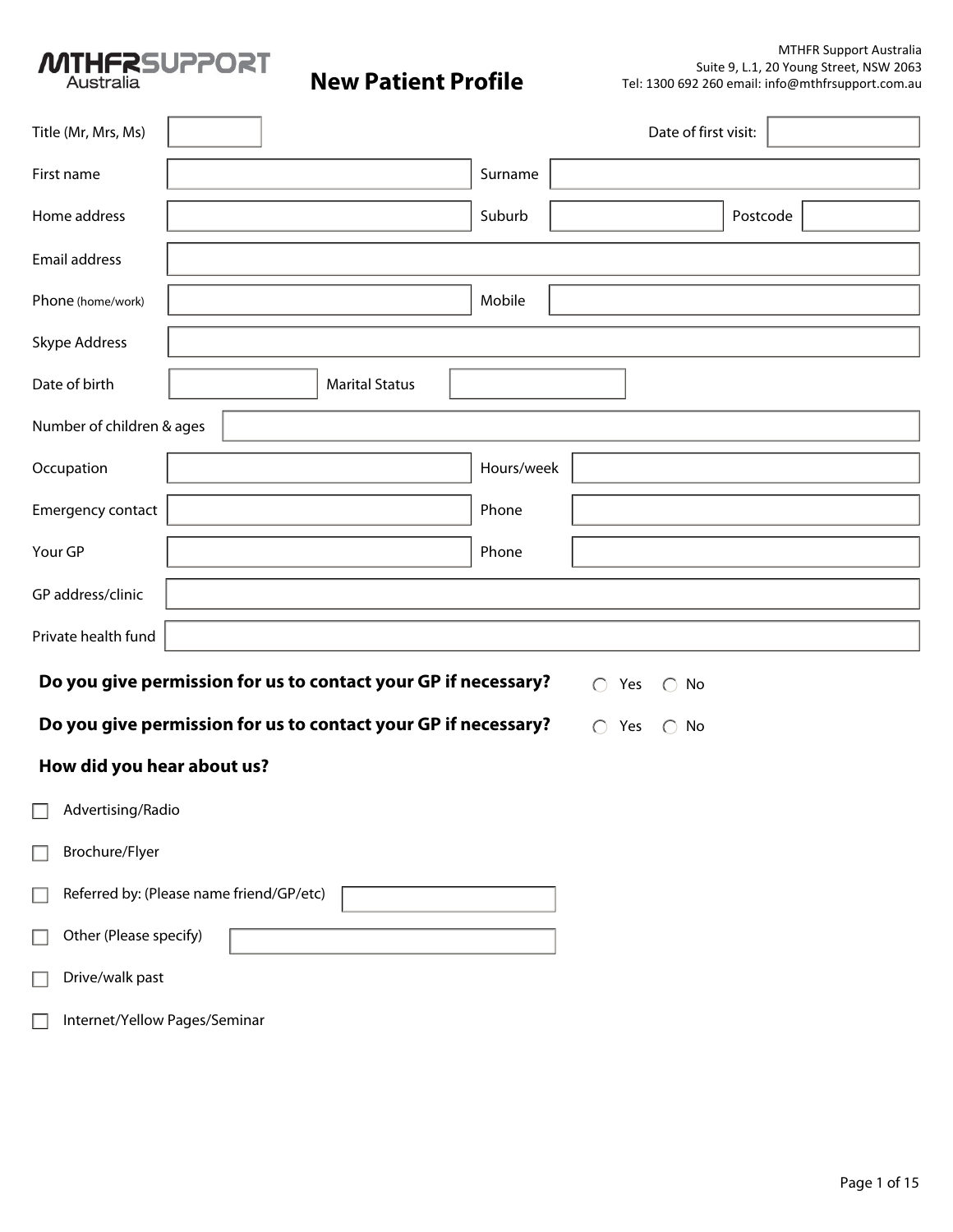MTHFRSUPPORT Australia

# New Patient Profile

MTHFR Support Australia
Suite 9, L.1, 20 Young Street, NSW 2063
Tel: 1300 692 260 email: info@mthfrsupport.com.au

Title (Mr, Mrs, Ms) ______ Date of first visit: ______

First name ______ Surname ______

Home address ______ Suburb ______ Postcode ______

Email address ______

Phone (home/work) ______ Mobile ______

Skype Address ______

Date of birth ______ Marital Status ______

Number of children & ages ______

Occupation ______ Hours/week ______

Emergency contact ______ Phone ______

Your GP ______ Phone ______

GP address/clinic ______

Private health fund ______

**Do you give permission for us to contact your GP if necessary?** ○ Yes ○ No

**Do you give permission for us to contact your GP if necessary?** ○ Yes ○ No

**How did you hear about us?**

- ☐ Advertising/Radio
- ☐ Brochure/Flyer
- ☐ Referred by: (Please name friend/GP/etc) ______
- ☐ Other (Please specify) ______
- ☐ Drive/walk past
- ☐ Internet/Yellow Pages/Seminar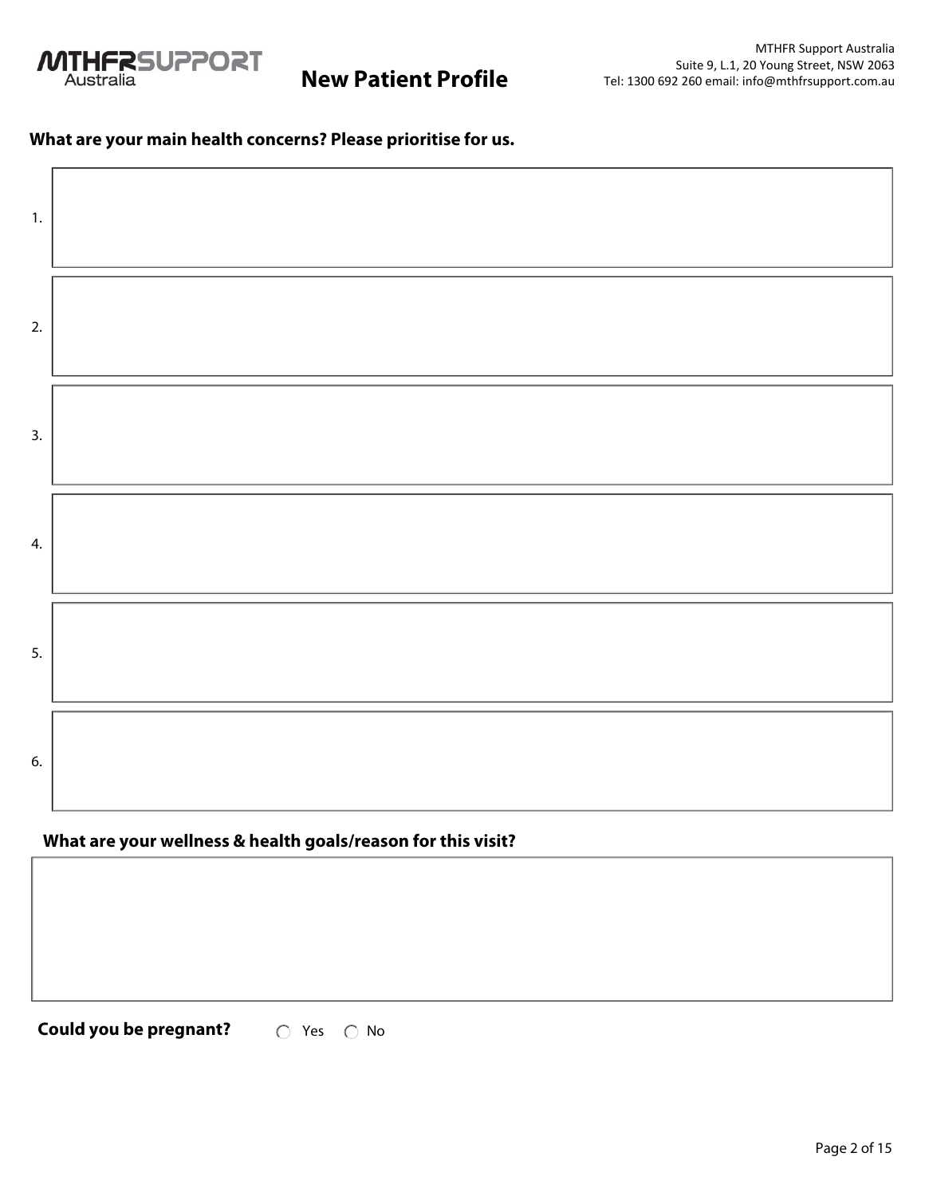**MTHFR SUPPORT** Australia

# New Patient Profile

MTHFR Support Australia
Suite 9, L.1, 20 Young Street, NSW 2063
Tel: 1300 692 260 email: info@mthfrsupport.com.au

**What are your main health concerns? Please prioritise for us.**

1.

2.

3.

4.

5.

6.

**What are your wellness & health goals/reason for this visit?**

**Could you be pregnant?** ◯ Yes ◯ No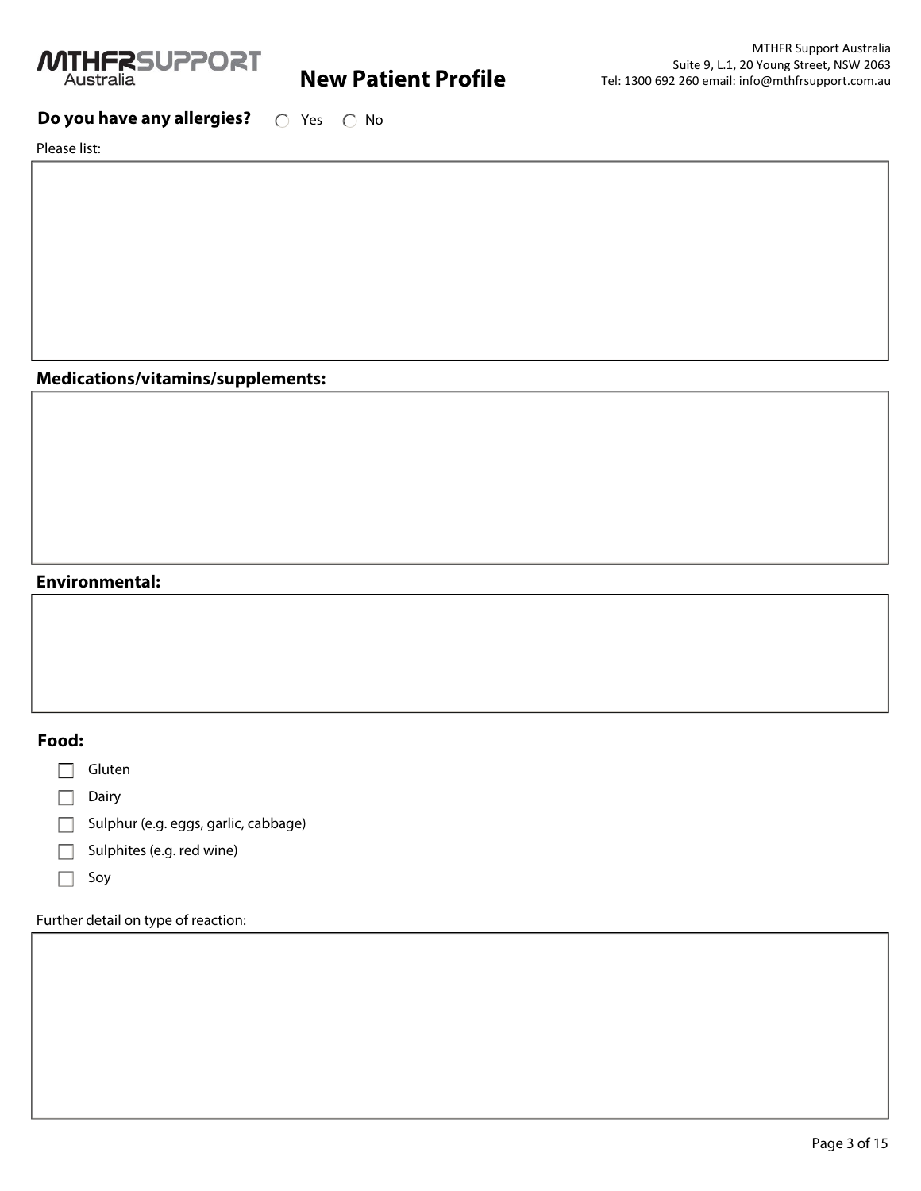MTHFR Support Australia
Suite 9, L.1, 20 Young Street, NSW 2063
Tel: 1300 692 260 email: info@mthfrsupport.com.au

# New Patient Profile

**Do you have any allergies?** ◯ Yes ◯ No

Please list:

**Medications/vitamins/supplements:**

**Environmental:**

**Food:**

- ☐ Gluten
- ☐ Dairy
- ☐ Sulphur (e.g. eggs, garlic, cabbage)
- ☐ Sulphites (e.g. red wine)
- ☐ Soy

Further detail on type of reaction: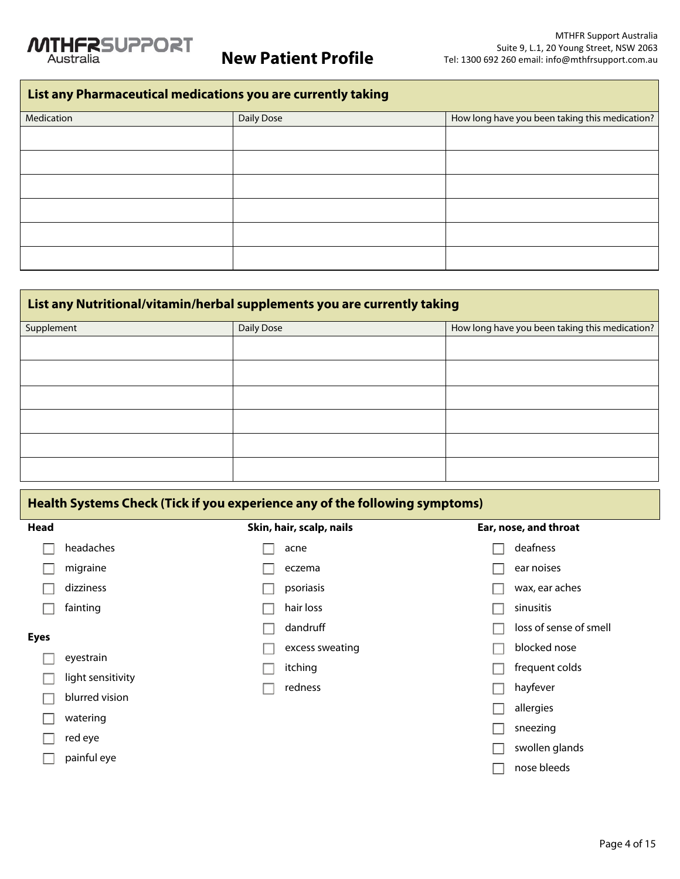# New Patient Profile

MTHFR Support Australia
Suite 9, L.1, 20 Young Street, NSW 2063
Tel: 1300 692 260 email: info@mthfrsupport.com.au

## List any Pharmaceutical medications you are currently taking

| Medication | Daily Dose | How long have you been taking this medication? |
|---|---|---|
| | | |
| | | |
| | | |
| | | |
| | | |
| | | |

## List any Nutritional/vitamin/herbal supplements you are currently taking

| Supplement | Daily Dose | How long have you been taking this medication? |
|---|---|---|
| | | |
| | | |
| | | |
| | | |
| | | |
| | | |

## Health Systems Check (Tick if you experience any of the following symptoms)

**Head**

- ☐ headaches
- ☐ migraine
- ☐ dizziness
- ☐ fainting

**Eyes**

- ☐ eyestrain
- ☐ light sensitivity
- ☐ blurred vision
- ☐ watering
- ☐ red eye
- ☐ painful eye

**Skin, hair, scalp, nails**

- ☐ acne
- ☐ eczema
- ☐ psoriasis
- ☐ hair loss
- ☐ dandruff
- ☐ excess sweating
- ☐ itching
- ☐ redness

**Ear, nose, and throat**

- ☐ deafness
- ☐ ear noises
- ☐ wax, ear aches
- ☐ sinusitis
- ☐ loss of sense of smell
- ☐ blocked nose
- ☐ frequent colds
- ☐ hayfever
- ☐ allergies
- ☐ sneezing
- ☐ swollen glands
- ☐ nose bleeds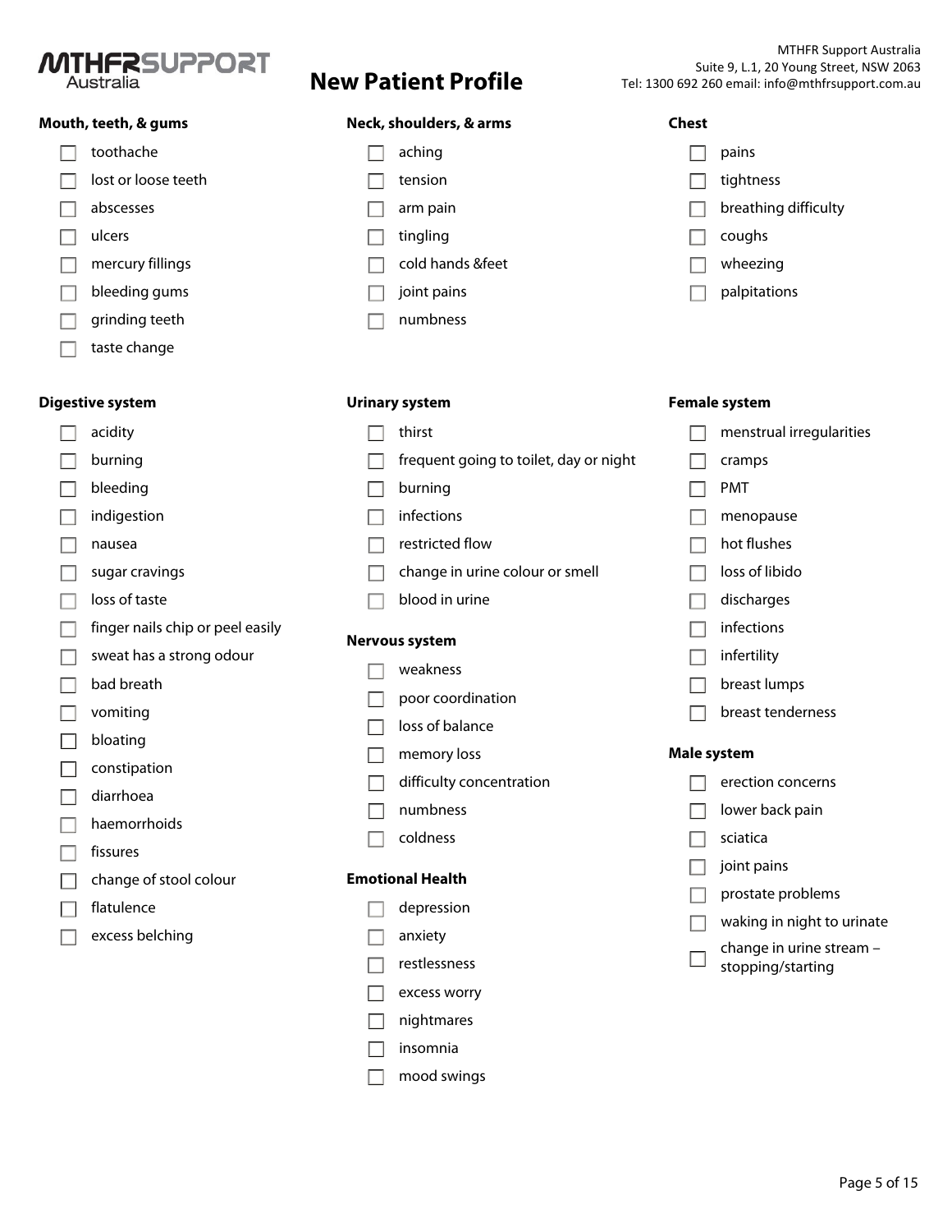MTHFR SUPPORT Australia

# New Patient Profile

MTHFR Support Australia
Suite 9, L.1, 20 Young Street, NSW 2063
Tel: 1300 692 260 email: info@mthfrsupport.com.au

**Mouth, teeth, & gums**

- [ ] toothache
- [ ] lost or loose teeth
- [ ] abscesses
- [ ] ulcers
- [ ] mercury fillings
- [ ] bleeding gums
- [ ] grinding teeth
- [ ] taste change

**Neck, shoulders, & arms**

- [ ] aching
- [ ] tension
- [ ] arm pain
- [ ] tingling
- [ ] cold hands &feet
- [ ] joint pains
- [ ] numbness

**Chest**

- [ ] pains
- [ ] tightness
- [ ] breathing difficulty
- [ ] coughs
- [ ] wheezing
- [ ] palpitations

**Digestive system**

- [ ] acidity
- [ ] burning
- [ ] bleeding
- [ ] indigestion
- [ ] nausea
- [ ] sugar cravings
- [ ] loss of taste
- [ ] finger nails chip or peel easily
- [ ] sweat has a strong odour
- [ ] bad breath
- [ ] vomiting
- [ ] bloating
- [ ] constipation
- [ ] diarrhoea
- [ ] haemorrhoids
- [ ] fissures
- [ ] change of stool colour
- [ ] flatulence
- [ ] excess belching

**Urinary system**

- [ ] thirst
- [ ] frequent going to toilet, day or night
- [ ] burning
- [ ] infections
- [ ] restricted flow
- [ ] change in urine colour or smell
- [ ] blood in urine

**Nervous system**

- [ ] weakness
- [ ] poor coordination
- [ ] loss of balance
- [ ] memory loss
- [ ] difficulty concentration
- [ ] numbness
- [ ] coldness

**Emotional Health**

- [ ] depression
- [ ] anxiety
- [ ] restlessness
- [ ] excess worry
- [ ] nightmares
- [ ] insomnia
- [ ] mood swings

**Female system**

- [ ] menstrual irregularities
- [ ] cramps
- [ ] PMT
- [ ] menopause
- [ ] hot flushes
- [ ] loss of libido
- [ ] discharges
- [ ] infections
- [ ] infertility
- [ ] breast lumps
- [ ] breast tenderness

**Male system**

- [ ] erection concerns
- [ ] lower back pain
- [ ] sciatica
- [ ] joint pains
- [ ] prostate problems
- [ ] waking in night to urinate
- [ ] change in urine stream – stopping/starting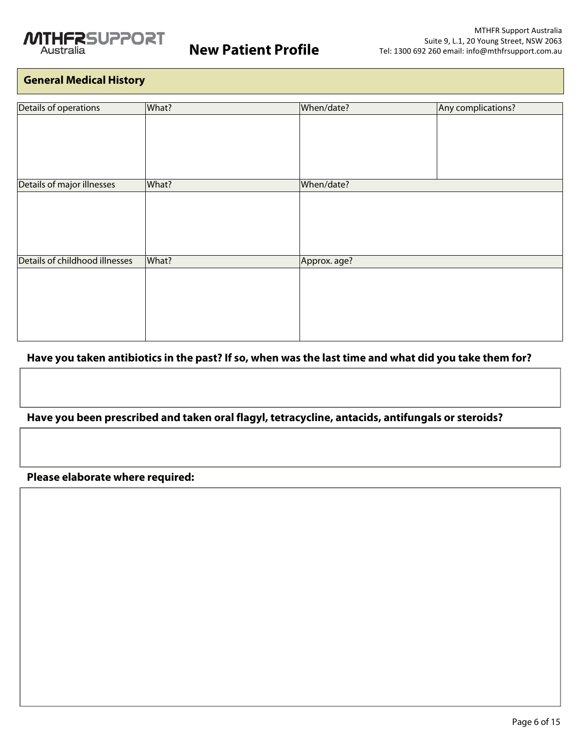## General Medical History

| Details of operations | What? | When/date? | Any complications? |
|---|---|---|---|
| | | | |

| Details of major illnesses | What? | When/date? |
|---|---|---|
| | | |

| Details of childhood illnesses | What? | Approx. age? |
|---|---|---|
| | | |

**Have you taken antibiotics in the past? If so, when was the last time and what did you take them for?**

**Have you been prescribed and taken oral flagyl, tetracycline, antacids, antifungals or steroids?**

**Please elaborate where required:**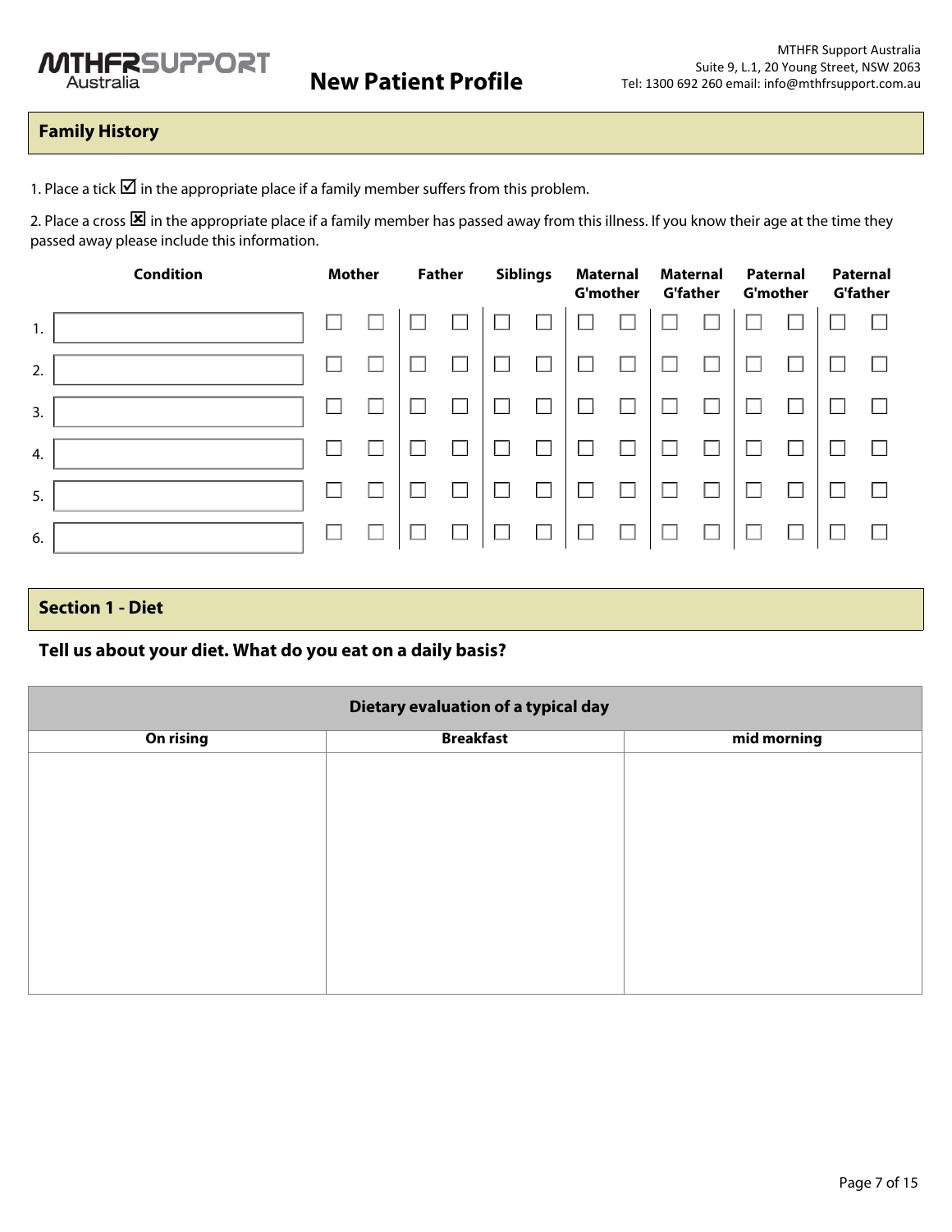## Family History

1. Place a tick ☑ in the appropriate place if a family member suffers from this problem.

2. Place a cross ☒ in the appropriate place if a family member has passed away from this illness. If you know their age at the time they passed away please include this information.

| | Condition | Mother | | Father | | Siblings | | Maternal G'mother | | Maternal G'father | | Paternal G'mother | | Paternal G'father | |
|---|---|---|---|---|---|---|---|---|---|---|---|---|---|---|---|
| 1. | | ☐ | ☐ | ☐ | ☐ | ☐ | ☐ | ☐ | ☐ | ☐ | ☐ | ☐ | ☐ | ☐ | ☐ |
| 2. | | ☐ | ☐ | ☐ | ☐ | ☐ | ☐ | ☐ | ☐ | ☐ | ☐ | ☐ | ☐ | ☐ | ☐ |
| 3. | | ☐ | ☐ | ☐ | ☐ | ☐ | ☐ | ☐ | ☐ | ☐ | ☐ | ☐ | ☐ | ☐ | ☐ |
| 4. | | ☐ | ☐ | ☐ | ☐ | ☐ | ☐ | ☐ | ☐ | ☐ | ☐ | ☐ | ☐ | ☐ | ☐ |
| 5. | | ☐ | ☐ | ☐ | ☐ | ☐ | ☐ | ☐ | ☐ | ☐ | ☐ | ☐ | ☐ | ☐ | ☐ |
| 6. | | ☐ | ☐ | ☐ | ☐ | ☐ | ☐ | ☐ | ☐ | ☐ | ☐ | ☐ | ☐ | ☐ | ☐ |

## Section 1 - Diet

### Tell us about your diet. What do you eat on a daily basis?

| Dietary evaluation of a typical day | | |
|---|---|---|
| **On rising** | **Breakfast** | **mid morning** |
| | | |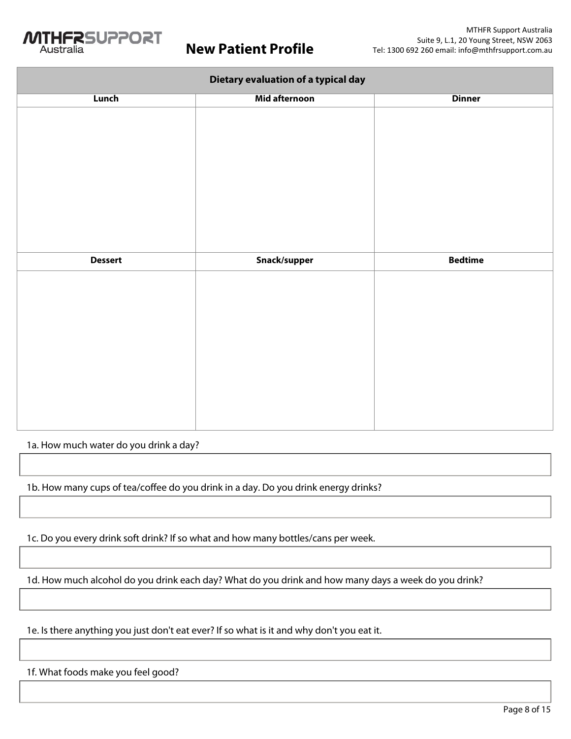# New Patient Profile

| Dietary evaluation of a typical day | | |
|---|---|---|
| **Lunch** | **Mid afternoon** | **Dinner** |
| | | |
| **Dessert** | **Snack/supper** | **Bedtime** |
| | | |

1a. How much water do you drink a day?

1b. How many cups of tea/coffee do you drink in a day. Do you drink energy drinks?

1c. Do you every drink soft drink? If so what and how many bottles/cans per week.

1d. How much alcohol do you drink each day? What do you drink and how many days a week do you drink?

1e. Is there anything you just don't eat ever? If so what is it and why don't you eat it.

1f. What foods make you feel good?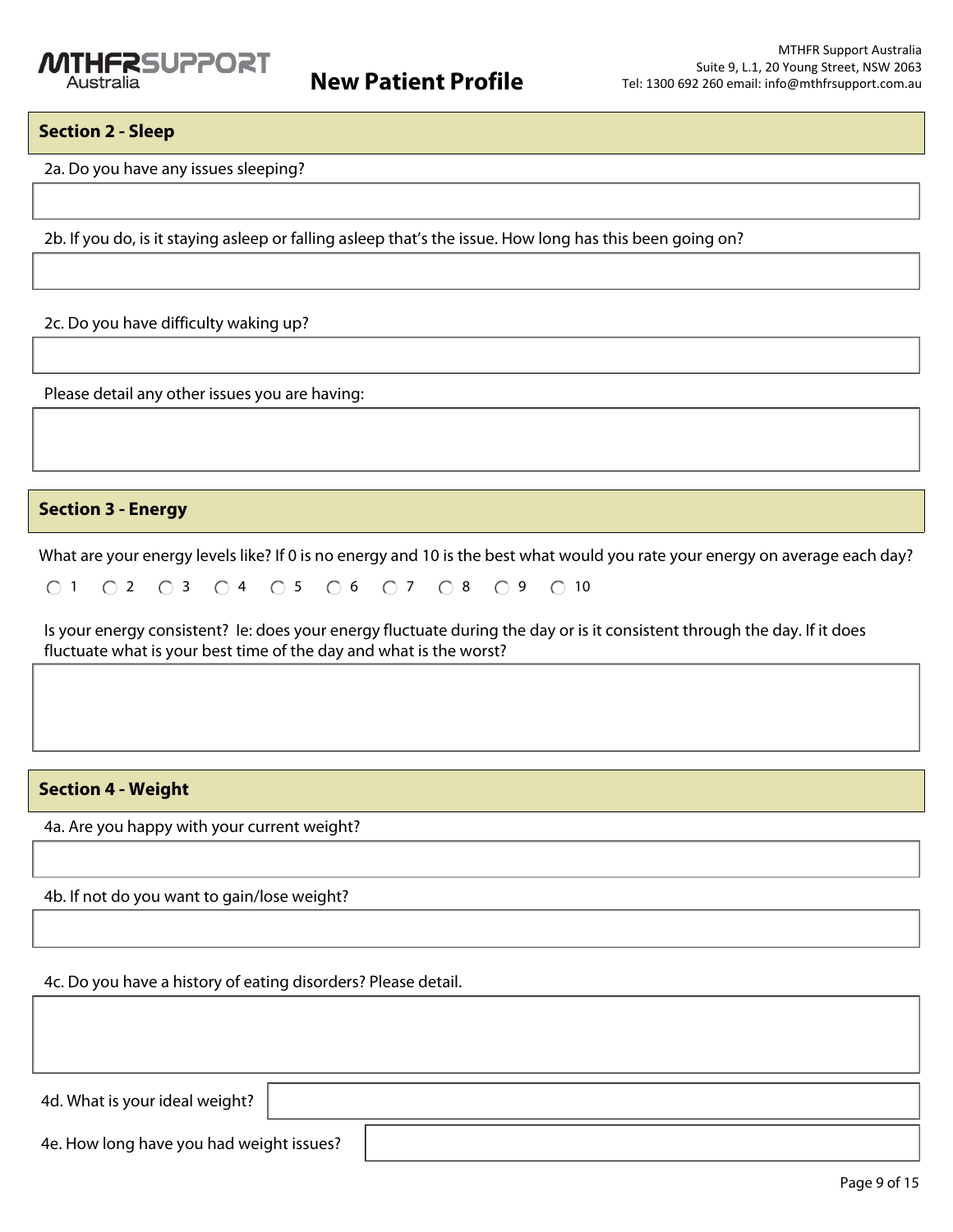## Section 2 - Sleep

2a. Do you have any issues sleeping?

2b. If you do, is it staying asleep or falling asleep that's the issue. How long has this been going on?

2c. Do you have difficulty waking up?

Please detail any other issues you are having:

## Section 3 - Energy

What are your energy levels like? If 0 is no energy and 10 is the best what would you rate your energy on average each day?

○ 1 ○ 2 ○ 3 ○ 4 ○ 5 ○ 6 ○ 7 ○ 8 ○ 9 ○ 10

Is your energy consistent? Ie: does your energy fluctuate during the day or is it consistent through the day. If it does fluctuate what is your best time of the day and what is the worst?

## Section 4 - Weight

4a. Are you happy with your current weight?

4b. If not do you want to gain/lose weight?

4c. Do you have a history of eating disorders? Please detail.

4d. What is your ideal weight?

4e. How long have you had weight issues?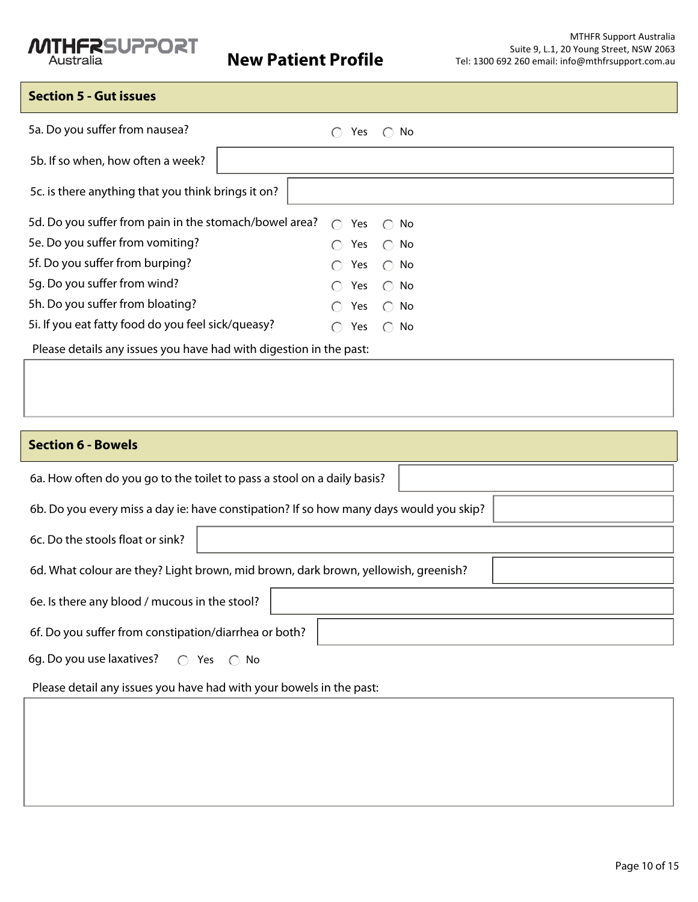## Section 5 - Gut issues

5a. Do you suffer from nausea? ◯ Yes ◯ No

5b. If so when, how often a week?

5c. is there anything that you think brings it on?

5d. Do you suffer from pain in the stomach/bowel area? ◯ Yes ◯ No

5e. Do you suffer from vomiting? ◯ Yes ◯ No

5f. Do you suffer from burping? ◯ Yes ◯ No

5g. Do you suffer from wind? ◯ Yes ◯ No

5h. Do you suffer from bloating? ◯ Yes ◯ No

5i. If you eat fatty food do you feel sick/queasy? ◯ Yes ◯ No

Please details any issues you have had with digestion in the past:

## Section 6 - Bowels

6a. How often do you go to the toilet to pass a stool on a daily basis?

6b. Do you every miss a day ie: have constipation? If so how many days would you skip?

6c. Do the stools float or sink?

6d. What colour are they? Light brown, mid brown, dark brown, yellowish, greenish?

6e. Is there any blood / mucous in the stool?

6f. Do you suffer from constipation/diarrhea or both?

6g. Do you use laxatives? ◯ Yes ◯ No

Please detail any issues you have had with your bowels in the past: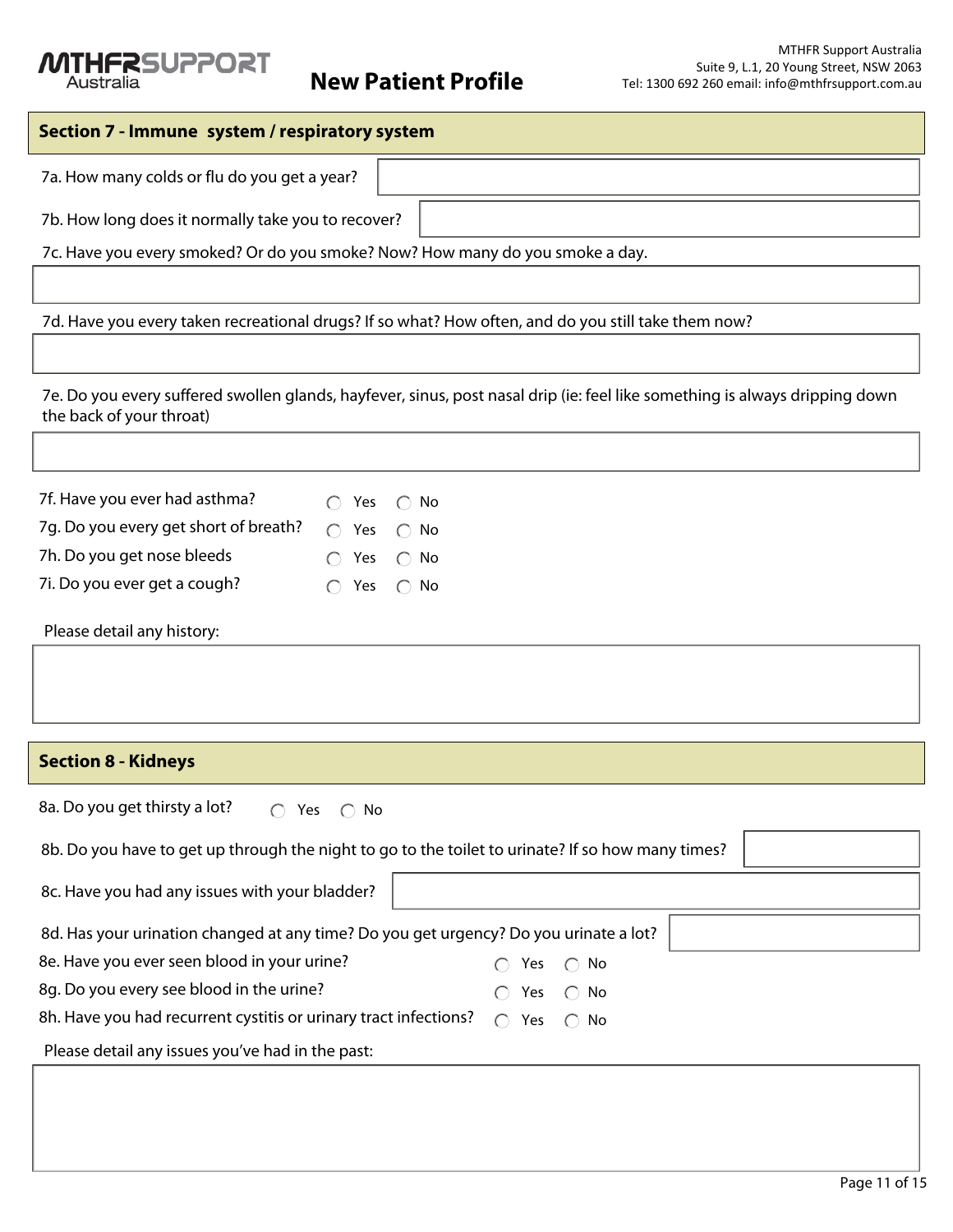## Section 7 - Immune system / respiratory system

7a. How many colds or flu do you get a year?

7b. How long does it normally take you to recover?

7c. Have you every smoked? Or do you smoke? Now? How many do you smoke a day.

7d. Have you every taken recreational drugs? If so what? How often, and do you still take them now?

7e. Do you every suffered swollen glands, hayfever, sinus, post nasal drip (ie: feel like something is always dripping down the back of your throat)

7f. Have you ever had asthma? ◯ Yes ◯ No

7g. Do you every get short of breath? ◯ Yes ◯ No

7h. Do you get nose bleeds ◯ Yes ◯ No

7i. Do you ever get a cough? ◯ Yes ◯ No

Please detail any history:

## Section 8 - Kidneys

8a. Do you get thirsty a lot? ◯ Yes ◯ No

8b. Do you have to get up through the night to go to the toilet to urinate? If so how many times?

8c. Have you had any issues with your bladder?

8d. Has your urination changed at any time? Do you get urgency? Do you urinate a lot?

8e. Have you ever seen blood in your urine? ◯ Yes ◯ No

8g. Do you every see blood in the urine? ◯ Yes ◯ No

8h. Have you had recurrent cystitis or urinary tract infections? ◯ Yes ◯ No

Please detail any issues you've had in the past: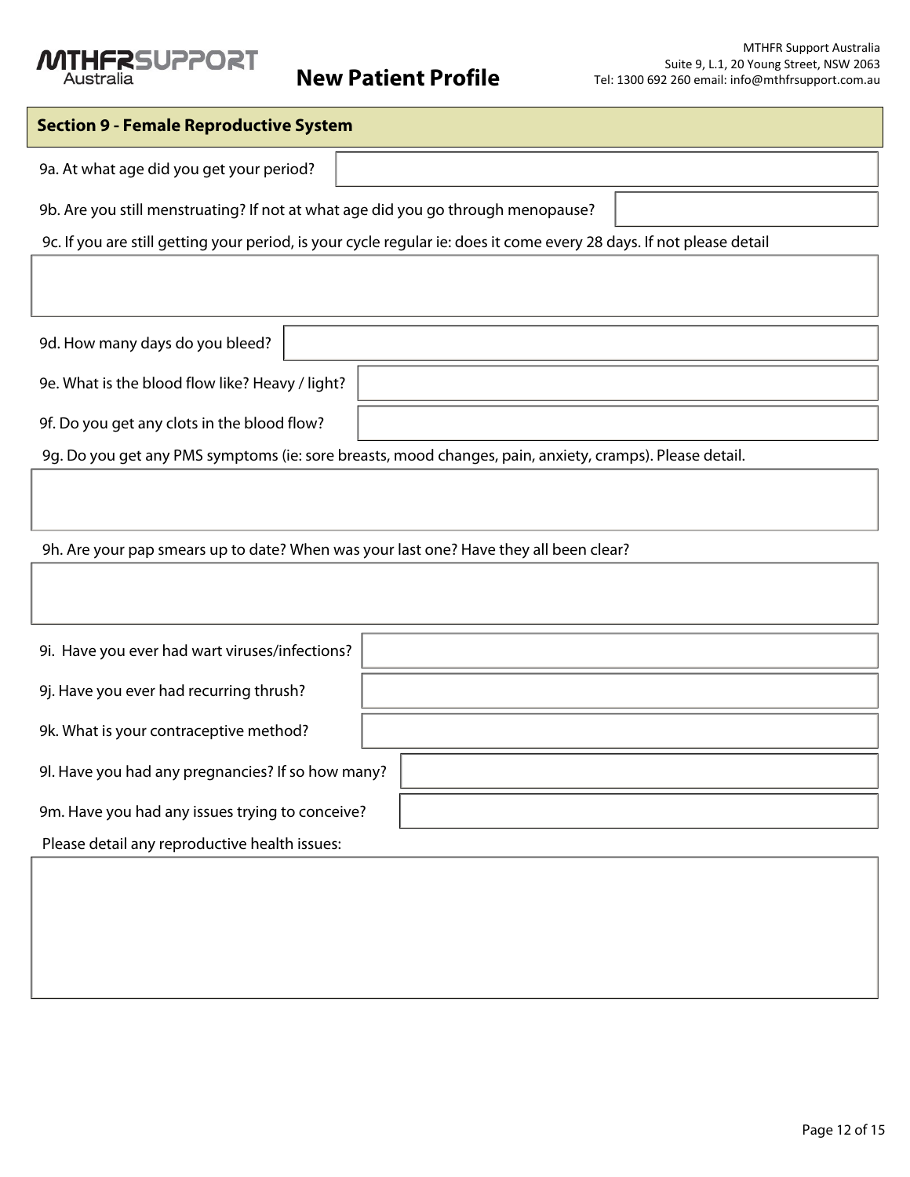MTHFR SUPPORT Australia

## New Patient Profile

MTHFR Support Australia
Suite 9, L.1, 20 Young Street, NSW 2063
Tel: 1300 692 260 email: info@mthfrsupport.com.au

### Section 9 - Female Reproductive System

9a. At what age did you get your period?

9b. Are you still menstruating? If not at what age did you go through menopause?

9c. If you are still getting your period, is your cycle regular ie: does it come every 28 days. If not please detail

9d. How many days do you bleed?

9e. What is the blood flow like? Heavy / light?

9f. Do you get any clots in the blood flow?

9g. Do you get any PMS symptoms (ie: sore breasts, mood changes, pain, anxiety, cramps). Please detail.

9h. Are your pap smears up to date? When was your last one? Have they all been clear?

9i. Have you ever had wart viruses/infections?

9j. Have you ever had recurring thrush?

9k. What is your contraceptive method?

9l. Have you had any pregnancies? If so how many?

9m. Have you had any issues trying to conceive?

Please detail any reproductive health issues: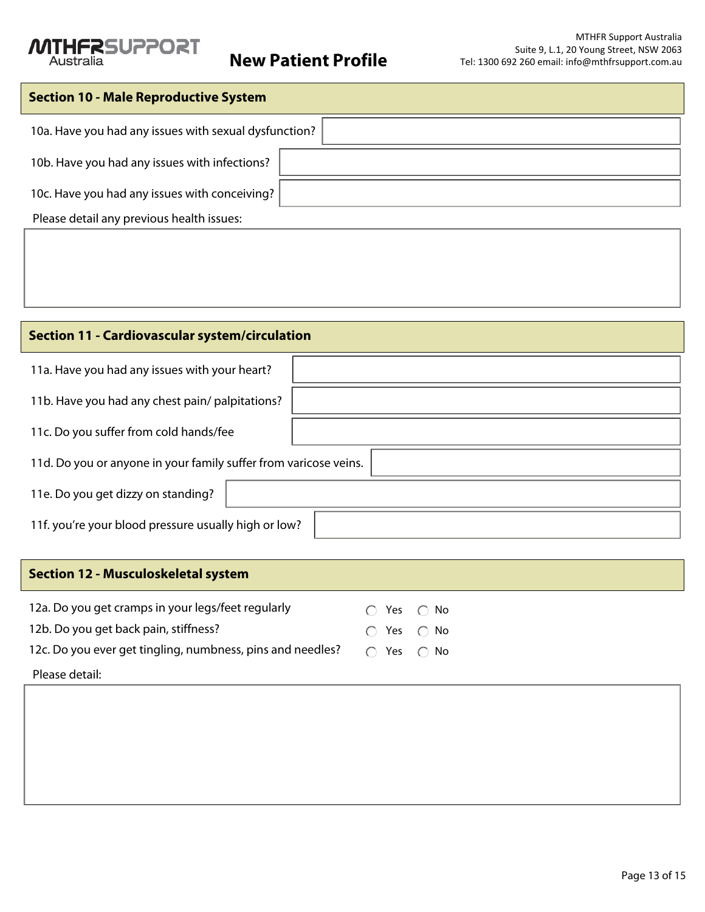## Section 10 - Male Reproductive System

10a. Have you had any issues with sexual dysfunction?

10b. Have you had any issues with infections?

10c. Have you had any issues with conceiving?

Please detail any previous health issues:

## Section 11 - Cardiovascular system/circulation

11a. Have you had any issues with your heart?

11b. Have you had any chest pain/ palpitations?

11c. Do you suffer from cold hands/fee

11d. Do you or anyone in your family suffer from varicose veins.

11e. Do you get dizzy on standing?

11f. you're your blood pressure usually high or low?

## Section 12 - Musculoskeletal system

12a. Do you get cramps in your legs/feet regularly ○ Yes ○ No

12b. Do you get back pain, stiffness? ○ Yes ○ No

12c. Do you ever get tingling, numbness, pins and needles? ○ Yes ○ No

Please detail: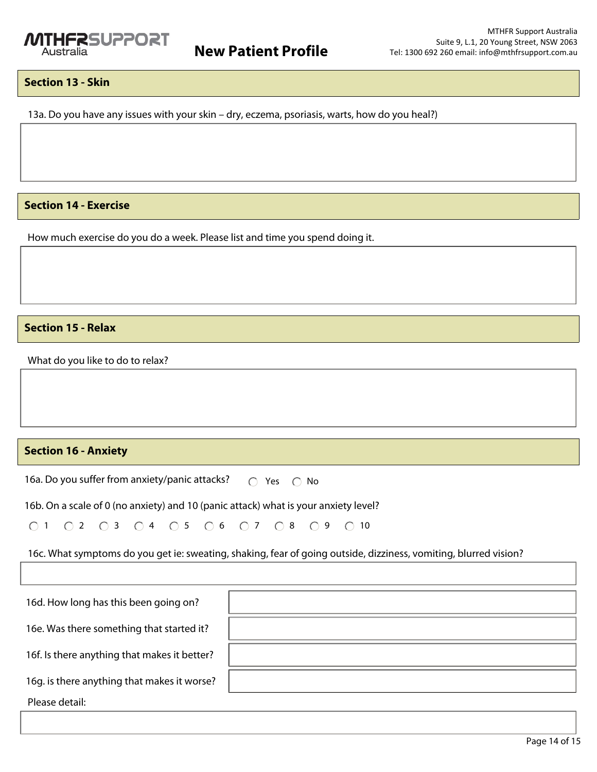## Section 13 - Skin

13a. Do you have any issues with your skin – dry, eczema, psoriasis, warts, how do you heal?)

## Section 14 - Exercise

How much exercise do you do a week. Please list and time you spend doing it.

## Section 15 - Relax

What do you like to do to relax?

## Section 16 - Anxiety

16a. Do you suffer from anxiety/panic attacks? ○ Yes ○ No

16b. On a scale of 0 (no anxiety) and 10 (panic attack) what is your anxiety level?

○ 1 ○ 2 ○ 3 ○ 4 ○ 5 ○ 6 ○ 7 ○ 8 ○ 9 ○ 10

16c. What symptoms do you get ie: sweating, shaking, fear of going outside, dizziness, vomiting, blurred vision?

16d. How long has this been going on?

16e. Was there something that started it?

16f. Is there anything that makes it better?

16g. is there anything that makes it worse?

Please detail: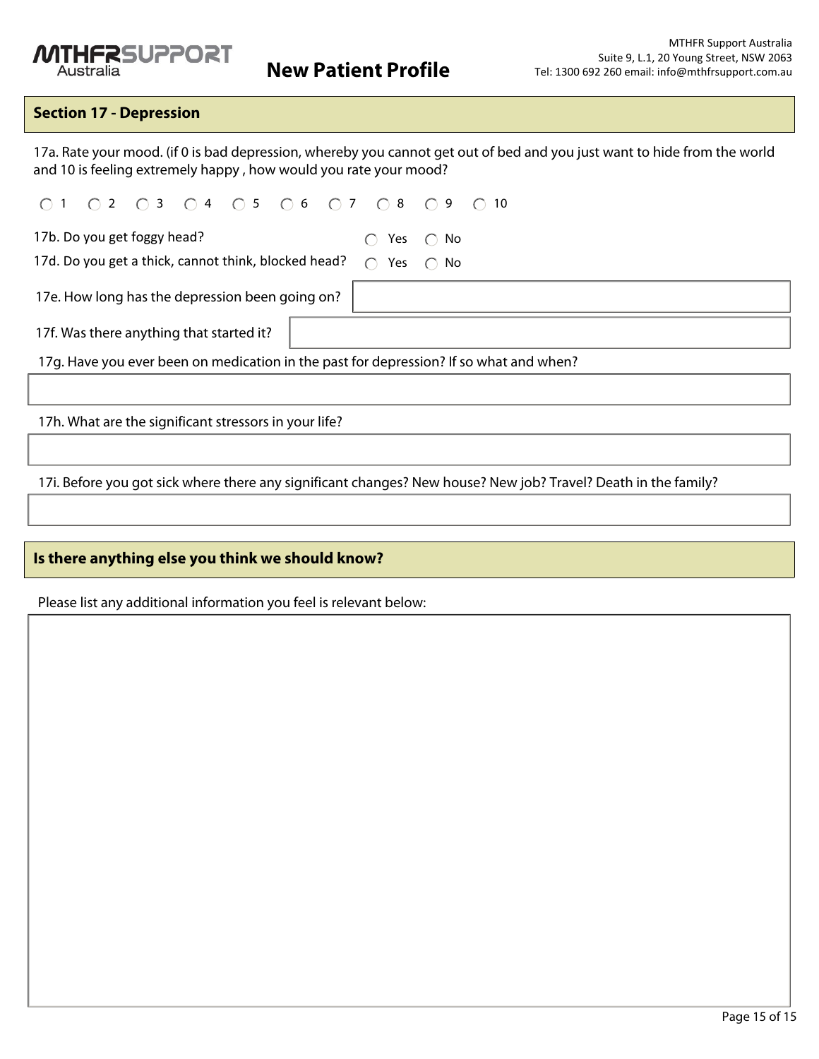## Section 17 - Depression

17a. Rate your mood. (if 0 is bad depression, whereby you cannot get out of bed and you just want to hide from the world and 10 is feeling extremely happy , how would you rate your mood?

○ 1 ○ 2 ○ 3 ○ 4 ○ 5 ○ 6 ○ 7 ○ 8 ○ 9 ○ 10

17b. Do you get foggy head? ○ Yes ○ No

17d. Do you get a thick, cannot think, blocked head? ○ Yes ○ No

17e. How long has the depression been going on?

17f. Was there anything that started it?

17g. Have you ever been on medication in the past for depression? If so what and when?

17h. What are the significant stressors in your life?

17i. Before you got sick where there any significant changes? New house? New job? Travel? Death in the family?

## Is there anything else you think we should know?

Please list any additional information you feel is relevant below: